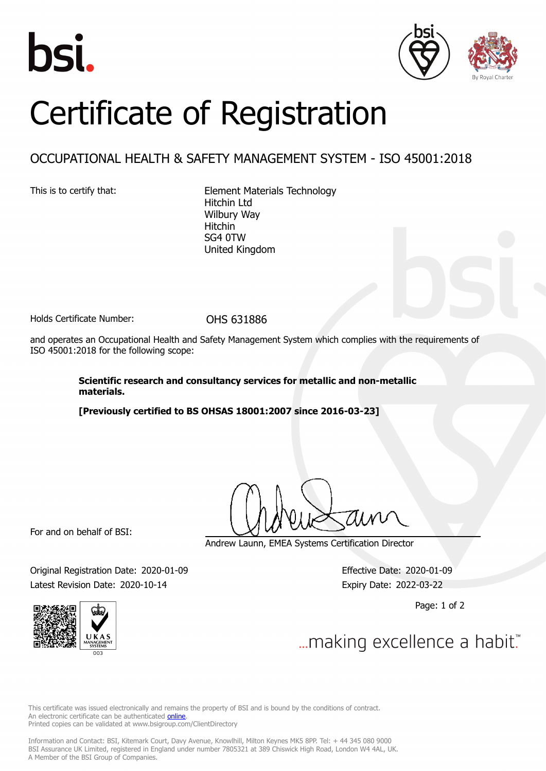# Certificate of Registration

## OCCUPATIONAL HEALTH & SAFETY MANAGEMENT SYSTEM - ISO 45001:2018

This is to certify that:

Element Materials Technology
Hitchin Ltd
Wilbury Way
Hitchin
SG4 0TW
United Kingdom

Holds Certificate Number: OHS 631886

and operates an Occupational Health and Safety Management System which complies with the requirements of ISO 45001:2018 for the following scope:

**Scientific research and consultancy services for metallic and non-metallic materials.**

**[Previously certified to BS OHSAS 18001:2007 since 2016-03-23]**

For and on behalf of BSI:

Andrew Launn, EMEA Systems Certification Director

Original Registration Date: 2020-01-09
Latest Revision Date: 2020-10-14

Effective Date: 2020-01-09
Expiry Date: 2022-03-22

...making excellence a habit.™

This certificate was issued electronically and remains the property of BSI and is bound by the conditions of contract.
An electronic certificate can be authenticated online.
Printed copies can be validated at www.bsigroup.com/ClientDirectory

Information and Contact: BSI, Kitemark Court, Davy Avenue, Knowlhill, Milton Keynes MK5 8PP. Tel: + 44 345 080 9000
BSI Assurance UK Limited, registered in England under number 7805321 at 389 Chiswick High Road, London W4 4AL, UK.
A Member of the BSI Group of Companies.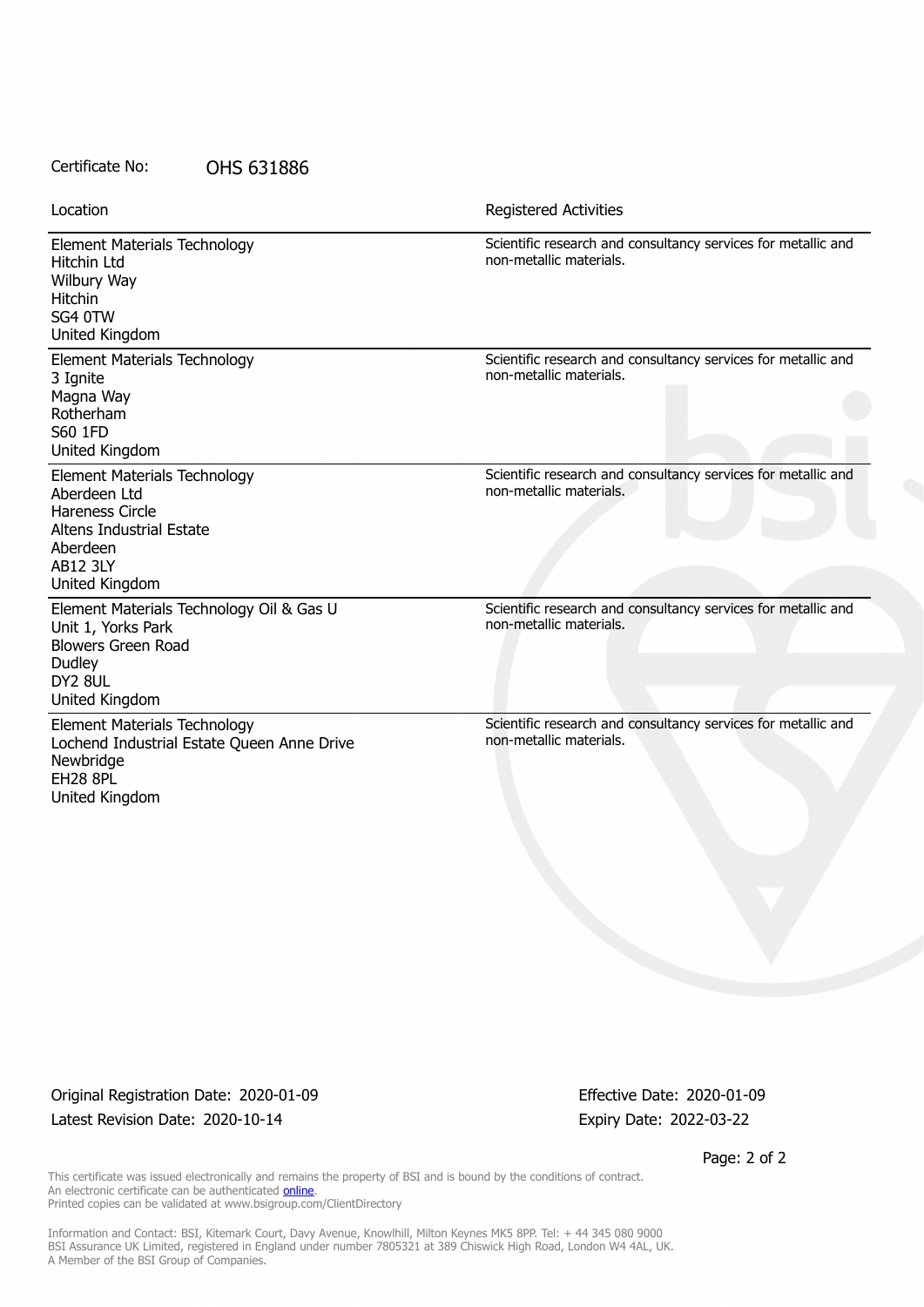Certificate No: OHS 631886

| Location | Registered Activities |
| --- | --- |
| Element Materials Technology Hitchin Ltd<br>Wilbury Way<br>Hitchin<br>SG4 0TW<br>United Kingdom | Scientific research and consultancy services for metallic and non-metallic materials. |
| Element Materials Technology<br>3 Ignite<br>Magna Way<br>Rotherham<br>S60 1FD<br>United Kingdom | Scientific research and consultancy services for metallic and non-metallic materials. |
| Element Materials Technology Aberdeen Ltd<br>Hareness Circle<br>Altens Industrial Estate<br>Aberdeen<br>AB12 3LY<br>United Kingdom | Scientific research and consultancy services for metallic and non-metallic materials. |
| Element Materials Technology Oil & Gas U<br>Unit 1, Yorks Park<br>Blowers Green Road<br>Dudley<br>DY2 8UL<br>United Kingdom | Scientific research and consultancy services for metallic and non-metallic materials. |
| Element Materials Technology<br>Lochend Industrial Estate Queen Anne Drive<br>Newbridge<br>EH28 8PL<br>United Kingdom | Scientific research and consultancy services for metallic and non-metallic materials. |

Original Registration Date: 2020-01-09
Latest Revision Date: 2020-10-14

Effective Date: 2020-01-09
Expiry Date: 2022-03-22

This certificate was issued electronically and remains the property of BSI and is bound by the conditions of contract.
An electronic certificate can be authenticated online.
Printed copies can be validated at www.bsigroup.com/ClientDirectory

Information and Contact: BSI, Kitemark Court, Davy Avenue, Knowlhill, Milton Keynes MK5 8PP. Tel: + 44 345 080 9000
BSI Assurance UK Limited, registered in England under number 7805321 at 389 Chiswick High Road, London W4 4AL, UK.
A Member of the BSI Group of Companies.